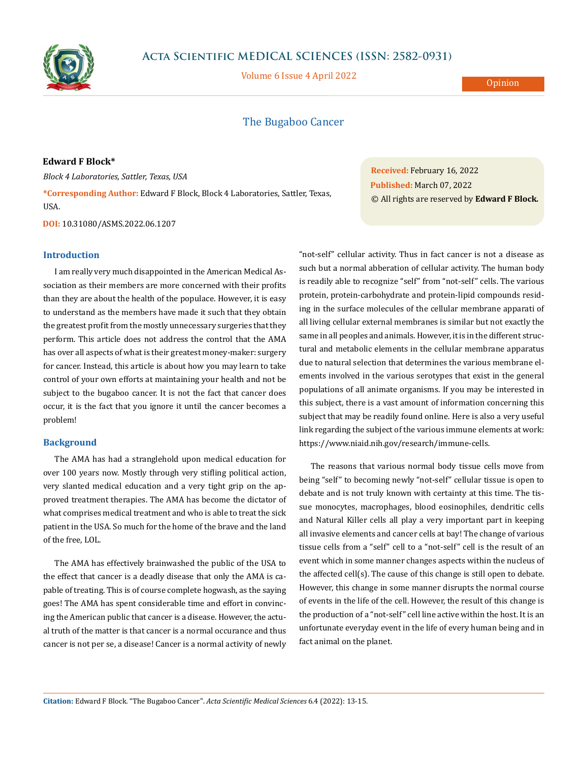# The Bugaboo Cancer

**Edward F Block***

*Block 4 Laboratories, Sattler, Texas, USA*

**\*Corresponding Author:** Edward F Block, Block 4 Laboratories, Sattler, Texas, USA.

**DOI:** 10.31080/ASMS.2022.06.1207

**Received:** February 16, 2022
**Published:** March 07, 2022
© All rights are reserved by **Edward F Block.**

## Introduction

I am really very much disappointed in the American Medical Association as their members are more concerned with their profits than they are about the health of the populace. However, it is easy to understand as the members have made it such that they obtain the greatest profit from the mostly unnecessary surgeries that they perform. This article does not address the control that the AMA has over all aspects of what is their greatest money-maker: surgery for cancer. Instead, this article is about how you may learn to take control of your own efforts at maintaining your health and not be subject to the bugaboo cancer. It is not the fact that cancer does occur, it is the fact that you ignore it until the cancer becomes a problem!

## Background

The AMA has had a stranglehold upon medical education for over 100 years now. Mostly through very stifling political action, very slanted medical education and a very tight grip on the approved treatment therapies. The AMA has become the dictator of what comprises medical treatment and who is able to treat the sick patient in the USA. So much for the home of the brave and the land of the free, LOL.

The AMA has effectively brainwashed the public of the USA to the effect that cancer is a deadly disease that only the AMA is capable of treating. This is of course complete hogwash, as the saying goes! The AMA has spent considerable time and effort in convincing the American public that cancer is a disease. However, the actual truth of the matter is that cancer is a normal occurance and thus cancer is not per se, a disease! Cancer is a normal activity of newly "not-self" cellular activity. Thus in fact cancer is not a disease as such but a normal abberation of cellular activity. The human body is readily able to recognize "self" from "not-self" cells. The various protein, protein-carbohydrate and protein-lipid compounds residing in the surface molecules of the cellular membrane apparati of all living cellular external membranes is similar but not exactly the same in all peoples and animals. However, it is in the different structural and metabolic elements in the cellular membrane apparatus due to natural selection that determines the various membrane elements involved in the various serotypes that exist in the general populations of all animate organisms. If you may be interested in this subject, there is a vast amount of information concerning this subject that may be readily found online. Here is also a very useful link regarding the subject of the various immune elements at work: https://www.niaid.nih.gov/research/immune-cells.

The reasons that various normal body tissue cells move from being "self" to becoming newly "not-self" cellular tissue is open to debate and is not truly known with certainty at this time. The tissue monocytes, macrophages, blood eosinophiles, dendritic cells and Natural Killer cells all play a very important part in keeping all invasive elements and cancer cells at bay! The change of various tissue cells from a "self" cell to a "not-self" cell is the result of an event which in some manner changes aspects within the nucleus of the affected cell(s). The cause of this change is still open to debate. However, this change in some manner disrupts the normal course of events in the life of the cell. However, the result of this change is the production of a "not-self" cell line active within the host. It is an unfortunate everyday event in the life of every human being and in fact animal on the planet.

**Citation:** Edward F Block. "The Bugaboo Cancer". *Acta Scientific Medical Sciences* 6.4 (2022): 13-15.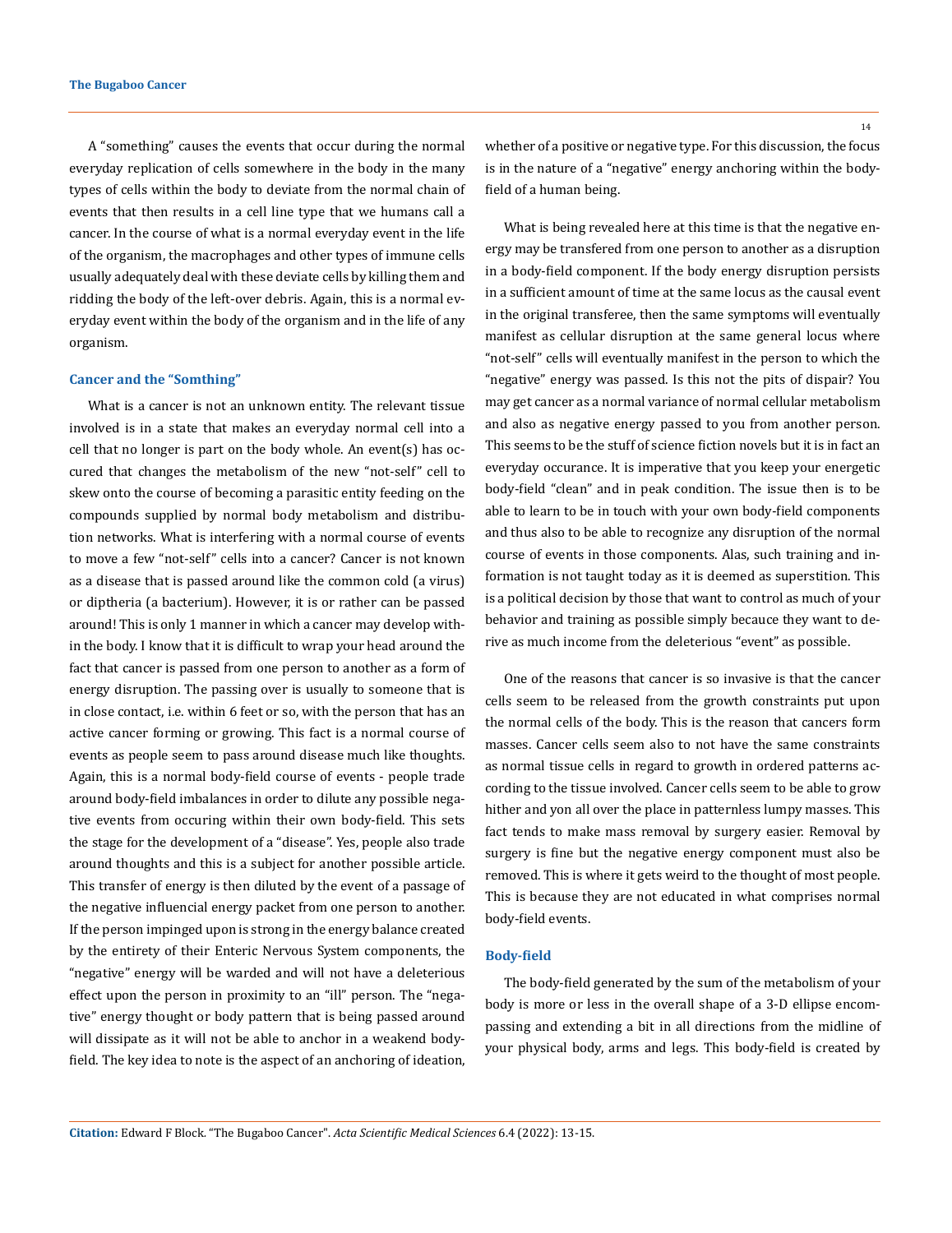A "something" causes the events that occur during the normal everyday replication of cells somewhere in the body in the many types of cells within the body to deviate from the normal chain of events that then results in a cell line type that we humans call a cancer. In the course of what is a normal everyday event in the life of the organism, the macrophages and other types of immune cells usually adequately deal with these deviate cells by killing them and ridding the body of the left-over debris. Again, this is a normal everyday event within the body of the organism and in the life of any organism.

## Cancer and the "Somthing"

What is a cancer is not an unknown entity. The relevant tissue involved is in a state that makes an everyday normal cell into a cell that no longer is part on the body whole. An event(s) has occured that changes the metabolism of the new "not-self" cell to skew onto the course of becoming a parasitic entity feeding on the compounds supplied by normal body metabolism and distribution networks. What is interfering with a normal course of events to move a few "not-self" cells into a cancer? Cancer is not known as a disease that is passed around like the common cold (a virus) or diptheria (a bacterium). However, it is or rather can be passed around! This is only 1 manner in which a cancer may develop within the body. I know that it is difficult to wrap your head around the fact that cancer is passed from one person to another as a form of energy disruption. The passing over is usually to someone that is in close contact, i.e. within 6 feet or so, with the person that has an active cancer forming or growing. This fact is a normal course of events as people seem to pass around disease much like thoughts. Again, this is a normal body-field course of events - people trade around body-field imbalances in order to dilute any possible negative events from occuring within their own body-field. This sets the stage for the development of a "disease". Yes, people also trade around thoughts and this is a subject for another possible article. This transfer of energy is then diluted by the event of a passage of the negative influencial energy packet from one person to another. If the person impinged upon is strong in the energy balance created by the entirety of their Enteric Nervous System components, the "negative" energy will be warded and will not have a deleterious effect upon the person in proximity to an "ill" person. The "negative" energy thought or body pattern that is being passed around will dissipate as it will not be able to anchor in a weakend body-field. The key idea to note is the aspect of an anchoring of ideation, whether of a positive or negative type. For this discussion, the focus is in the nature of a "negative" energy anchoring within the body-field of a human being.

What is being revealed here at this time is that the negative energy may be transfered from one person to another as a disruption in a body-field component. If the body energy disruption persists in a sufficient amount of time at the same locus as the causal event in the original transferee, then the same symptoms will eventually manifest as cellular disruption at the same general locus where "not-self" cells will eventually manifest in the person to which the "negative" energy was passed. Is this not the pits of dispair? You may get cancer as a normal variance of normal cellular metabolism and also as negative energy passed to you from another person. This seems to be the stuff of science fiction novels but it is in fact an everyday occurance. It is imperative that you keep your energetic body-field "clean" and in peak condition. The issue then is to be able to learn to be in touch with your own body-field components and thus also to be able to recognize any disruption of the normal course of events in those components. Alas, such training and information is not taught today as it is deemed as superstition. This is a political decision by those that want to control as much of your behavior and training as possible simply becauce they want to derive as much income from the deleterious "event" as possible.

One of the reasons that cancer is so invasive is that the cancer cells seem to be released from the growth constraints put upon the normal cells of the body. This is the reason that cancers form masses. Cancer cells seem also to not have the same constraints as normal tissue cells in regard to growth in ordered patterns according to the tissue involved. Cancer cells seem to be able to grow hither and yon all over the place in patternless lumpy masses. This fact tends to make mass removal by surgery easier. Removal by surgery is fine but the negative energy component must also be removed. This is where it gets weird to the thought of most people. This is because they are not educated in what comprises normal body-field events.

## Body-field

The body-field generated by the sum of the metabolism of your body is more or less in the overall shape of a 3-D ellipse encompassing and extending a bit in all directions from the midline of your physical body, arms and legs. This body-field is created by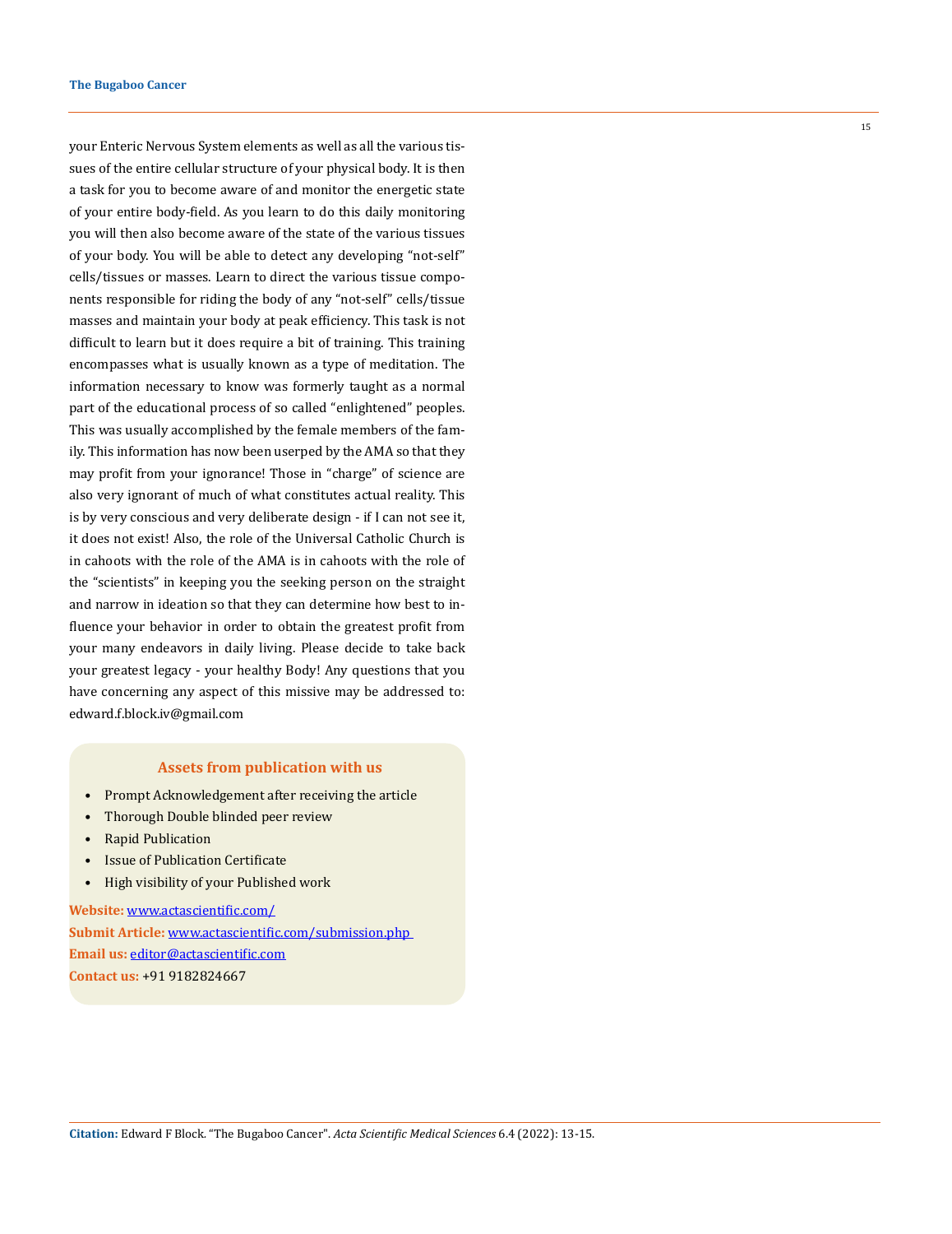your Enteric Nervous System elements as well as all the various tissues of the entire cellular structure of your physical body. It is then a task for you to become aware of and monitor the energetic state of your entire body-field. As you learn to do this daily monitoring you will then also become aware of the state of the various tissues of your body. You will be able to detect any developing "not-self" cells/tissues or masses. Learn to direct the various tissue components responsible for riding the body of any "not-self" cells/tissue masses and maintain your body at peak efficiency. This task is not difficult to learn but it does require a bit of training. This training encompasses what is usually known as a type of meditation. The information necessary to know was formerly taught as a normal part of the educational process of so called "enlightened" peoples. This was usually accomplished by the female members of the family. This information has now been userped by the AMA so that they may profit from your ignorance! Those in "charge" of science are also very ignorant of much of what constitutes actual reality. This is by very conscious and very deliberate design - if I can not see it, it does not exist! Also, the role of the Universal Catholic Church is in cahoots with the role of the AMA is in cahoots with the role of the "scientists" in keeping you the seeking person on the straight and narrow in ideation so that they can determine how best to influence your behavior in order to obtain the greatest profit from your many endeavors in daily living. Please decide to take back your greatest legacy - your healthy Body! Any questions that you have concerning any aspect of this missive may be addressed to: edward.f.block.iv@gmail.com

**Assets from publication with us**

- Prompt Acknowledgement after receiving the article
- Thorough Double blinded peer review
- Rapid Publication
- Issue of Publication Certificate
- High visibility of your Published work

**Website:** www.actascientific.com/
**Submit Article:** www.actascientific.com/submission.php
**Email us:** editor@actascientific.com
**Contact us:** +91 9182824667